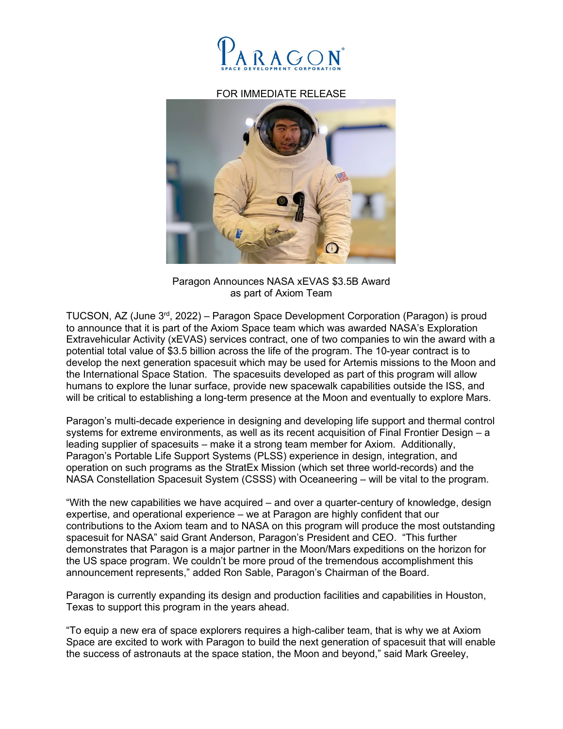PARAGON
SPACE DEVELOPMENT CORPORATION

FOR IMMEDIATE RELEASE

Paragon Announces NASA xEVAS $3.5B Award
as part of Axiom Team

TUCSON, AZ (June 3rd, 2022) – Paragon Space Development Corporation (Paragon) is proud to announce that it is part of the Axiom Space team which was awarded NASA's Exploration Extravehicular Activity (xEVAS) services contract, one of two companies to win the award with a potential total value of $3.5 billion across the life of the program. The 10-year contract is to develop the next generation spacesuit which may be used for Artemis missions to the Moon and the International Space Station. The spacesuits developed as part of this program will allow humans to explore the lunar surface, provide new spacewalk capabilities outside the ISS, and will be critical to establishing a long-term presence at the Moon and eventually to explore Mars.

Paragon's multi-decade experience in designing and developing life support and thermal control systems for extreme environments, as well as its recent acquisition of Final Frontier Design – a leading supplier of spacesuits – make it a strong team member for Axiom. Additionally, Paragon's Portable Life Support Systems (PLSS) experience in design, integration, and operation on such programs as the StratEx Mission (which set three world-records) and the NASA Constellation Spacesuit System (CSSS) with Oceaneering – will be vital to the program.

"With the new capabilities we have acquired – and over a quarter-century of knowledge, design expertise, and operational experience – we at Paragon are highly confident that our contributions to the Axiom team and to NASA on this program will produce the most outstanding spacesuit for NASA" said Grant Anderson, Paragon's President and CEO. "This further demonstrates that Paragon is a major partner in the Moon/Mars expeditions on the horizon for the US space program. We couldn't be more proud of the tremendous accomplishment this announcement represents," added Ron Sable, Paragon's Chairman of the Board.

Paragon is currently expanding its design and production facilities and capabilities in Houston, Texas to support this program in the years ahead.

"To equip a new era of space explorers requires a high-caliber team, that is why we at Axiom Space are excited to work with Paragon to build the next generation of spacesuit that will enable the success of astronauts at the space station, the Moon and beyond," said Mark Greeley,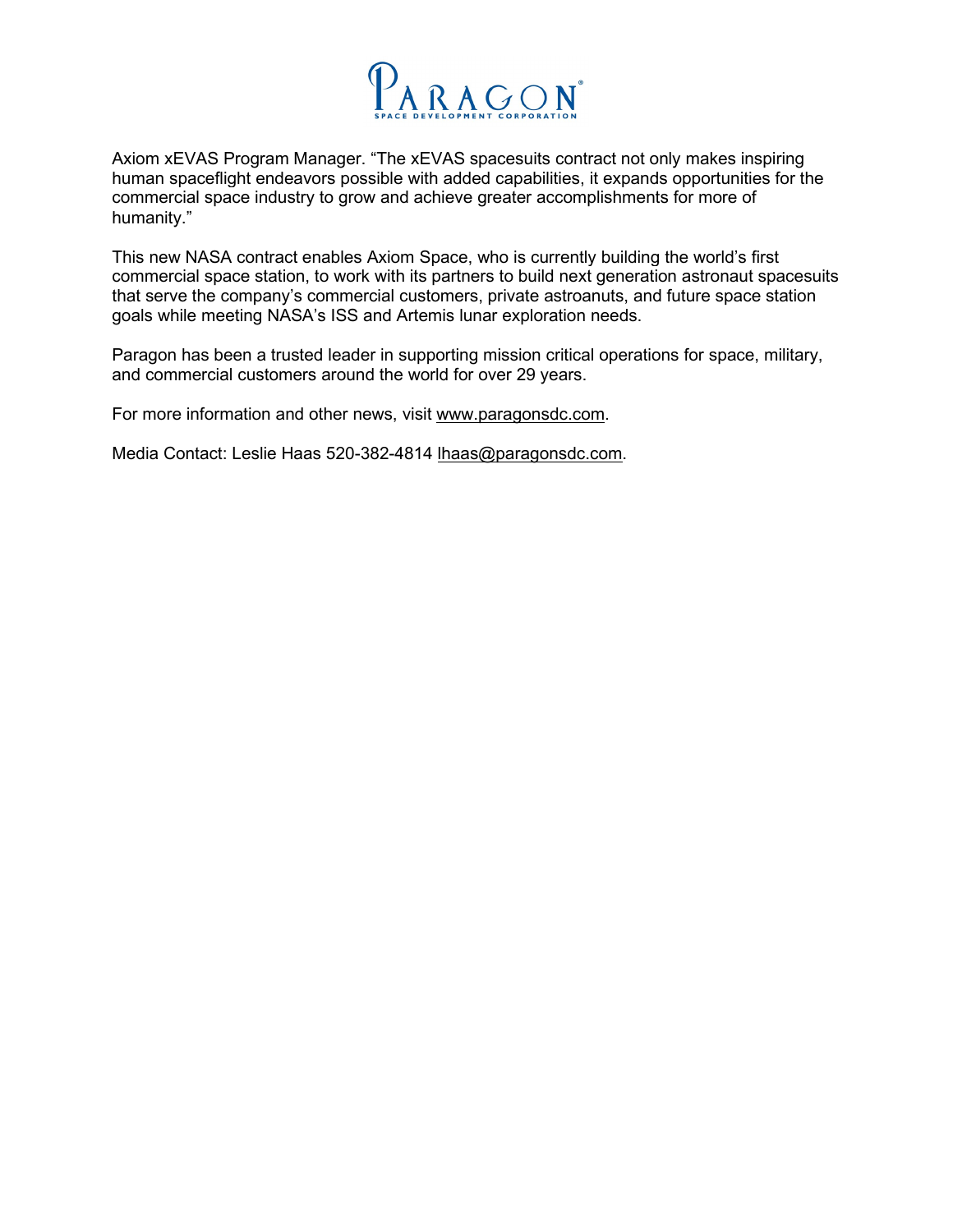Axiom xEVAS Program Manager. “The xEVAS spacesuits contract not only makes inspiring human spaceflight endeavors possible with added capabilities, it expands opportunities for the commercial space industry to grow and achieve greater accomplishments for more of humanity.”

This new NASA contract enables Axiom Space, who is currently building the world’s first commercial space station, to work with its partners to build next generation astronaut spacesuits that serve the company’s commercial customers, private astroanuts, and future space station goals while meeting NASA’s ISS and Artemis lunar exploration needs.

Paragon has been a trusted leader in supporting mission critical operations for space, military, and commercial customers around the world for over 29 years.

For more information and other news, visit www.paragonsdc.com.

Media Contact: Leslie Haas 520-382-4814 lhaas@paragonsdc.com.